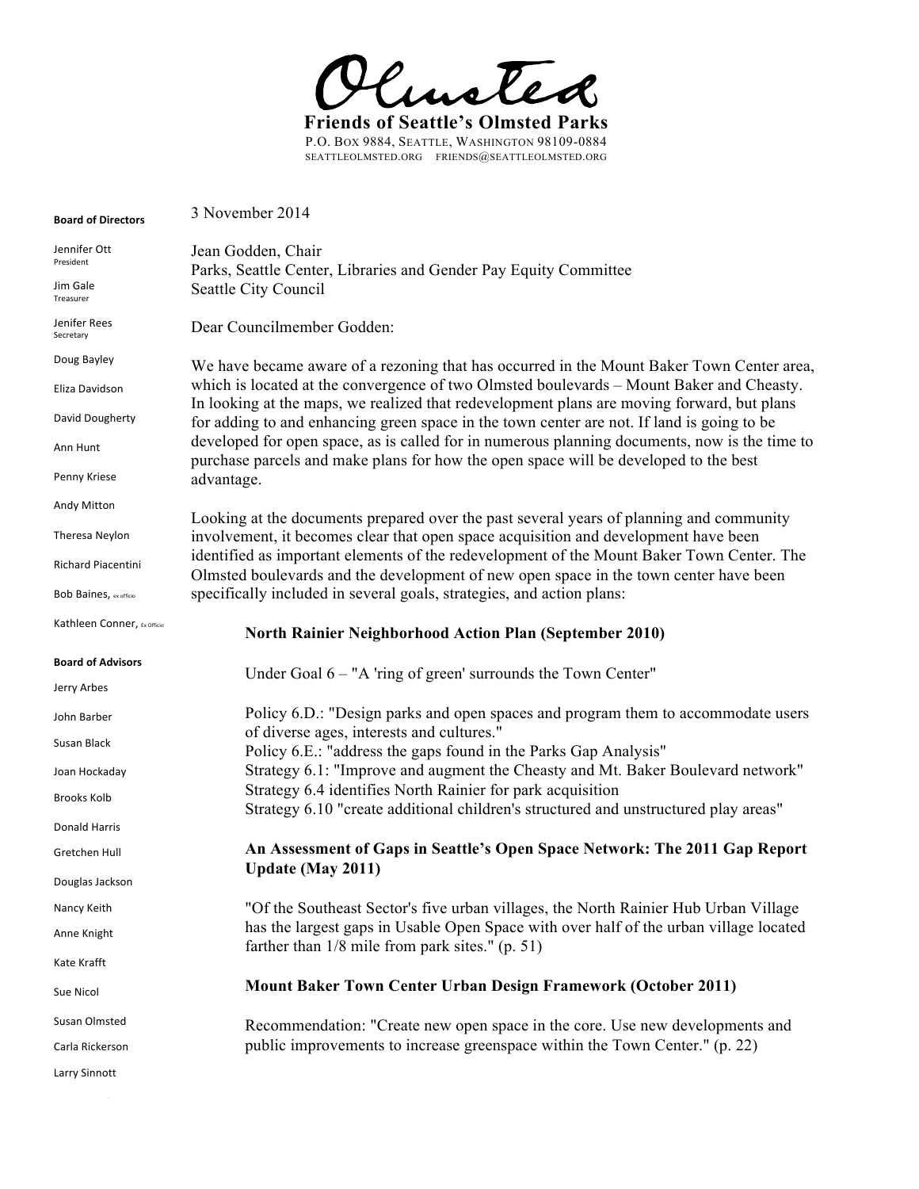# Olmsted

**Friends of Seattle's Olmsted Parks**

P.O. Box 9884, Seattle, Washington 98109-0884

seattleolmsted.org friends@seattleolmsted.org

**Board of Directors**

Jennifer Ott
President

Jim Gale
Treasurer

Jenifer Rees
Secretary

Doug Bayley

Eliza Davidson

David Dougherty

Ann Hunt

Penny Kriese

Andy Mitton

Theresa Neylon

Richard Piacentini

Bob Baines, ex officio

Kathleen Conner, Ex Officio

**Board of Advisors**

Jerry Arbes

John Barber

Susan Black

Joan Hockaday

Brooks Kolb

Donald Harris

Gretchen Hull

Douglas Jackson

Nancy Keith

Anne Knight

Kate Krafft

Sue Nicol

Susan Olmsted

Carla Rickerson

Larry Sinnott

3 November 2014

Jean Godden, Chair
Parks, Seattle Center, Libraries and Gender Pay Equity Committee
Seattle City Council

Dear Councilmember Godden:

We have became aware of a rezoning that has occurred in the Mount Baker Town Center area, which is located at the convergence of two Olmsted boulevards – Mount Baker and Cheasty. In looking at the maps, we realized that redevelopment plans are moving forward, but plans for adding to and enhancing green space in the town center are not. If land is going to be developed for open space, as is called for in numerous planning documents, now is the time to purchase parcels and make plans for how the open space will be developed to the best advantage.

Looking at the documents prepared over the past several years of planning and community involvement, it becomes clear that open space acquisition and development have been identified as important elements of the redevelopment of the Mount Baker Town Center. The Olmsted boulevards and the development of new open space in the town center have been specifically included in several goals, strategies, and action plans:

**North Rainier Neighborhood Action Plan (September 2010)**

Under Goal 6 – "A 'ring of green' surrounds the Town Center"

Policy 6.D.: "Design parks and open spaces and program them to accommodate users of diverse ages, interests and cultures."
Policy 6.E.: "address the gaps found in the Parks Gap Analysis"
Strategy 6.1: "Improve and augment the Cheasty and Mt. Baker Boulevard network"
Strategy 6.4 identifies North Rainier for park acquisition
Strategy 6.10 "create additional children's structured and unstructured play areas"

**An Assessment of Gaps in Seattle's Open Space Network: The 2011 Gap Report Update (May 2011)**

"Of the Southeast Sector's five urban villages, the North Rainier Hub Urban Village has the largest gaps in Usable Open Space with over half of the urban village located farther than 1/8 mile from park sites." (p. 51)

**Mount Baker Town Center Urban Design Framework (October 2011)**

Recommendation: "Create new open space in the core. Use new developments and public improvements to increase greenspace within the Town Center." (p. 22)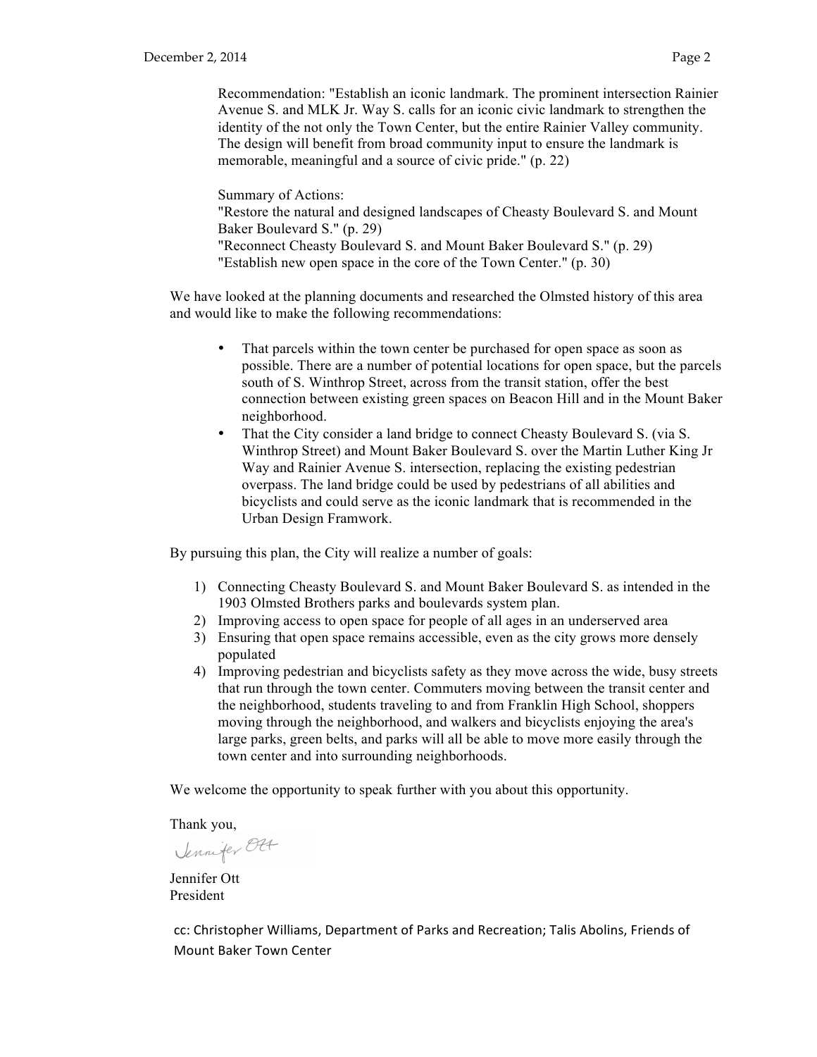Recommendation: "Establish an iconic landmark. The prominent intersection Rainier Avenue S. and MLK Jr. Way S. calls for an iconic civic landmark to strengthen the identity of the not only the Town Center, but the entire Rainier Valley community. The design will benefit from broad community input to ensure the landmark is memorable, meaningful and a source of civic pride." (p. 22)

Summary of Actions:
"Restore the natural and designed landscapes of Cheasty Boulevard S. and Mount Baker Boulevard S." (p. 29)
"Reconnect Cheasty Boulevard S. and Mount Baker Boulevard S." (p. 29)
"Establish new open space in the core of the Town Center." (p. 30)

We have looked at the planning documents and researched the Olmsted history of this area and would like to make the following recommendations:

- That parcels within the town center be purchased for open space as soon as possible. There are a number of potential locations for open space, but the parcels south of S. Winthrop Street, across from the transit station, offer the best connection between existing green spaces on Beacon Hill and in the Mount Baker neighborhood.
- That the City consider a land bridge to connect Cheasty Boulevard S. (via S. Winthrop Street) and Mount Baker Boulevard S. over the Martin Luther King Jr Way and Rainier Avenue S. intersection, replacing the existing pedestrian overpass. The land bridge could be used by pedestrians of all abilities and bicyclists and could serve as the iconic landmark that is recommended in the Urban Design Framwork.

By pursuing this plan, the City will realize a number of goals:

1) Connecting Cheasty Boulevard S. and Mount Baker Boulevard S. as intended in the 1903 Olmsted Brothers parks and boulevards system plan.
2) Improving access to open space for people of all ages in an underserved area
3) Ensuring that open space remains accessible, even as the city grows more densely populated
4) Improving pedestrian and bicyclists safety as they move across the wide, busy streets that run through the town center. Commuters moving between the transit center and the neighborhood, students traveling to and from Franklin High School, shoppers moving through the neighborhood, and walkers and bicyclists enjoying the area's large parks, green belts, and parks will all be able to move more easily through the town center and into surrounding neighborhoods.

We welcome the opportunity to speak further with you about this opportunity.

Thank you,

Jennifer Ott

Jennifer Ott
President

cc: Christopher Williams, Department of Parks and Recreation; Talis Abolins, Friends of Mount Baker Town Center